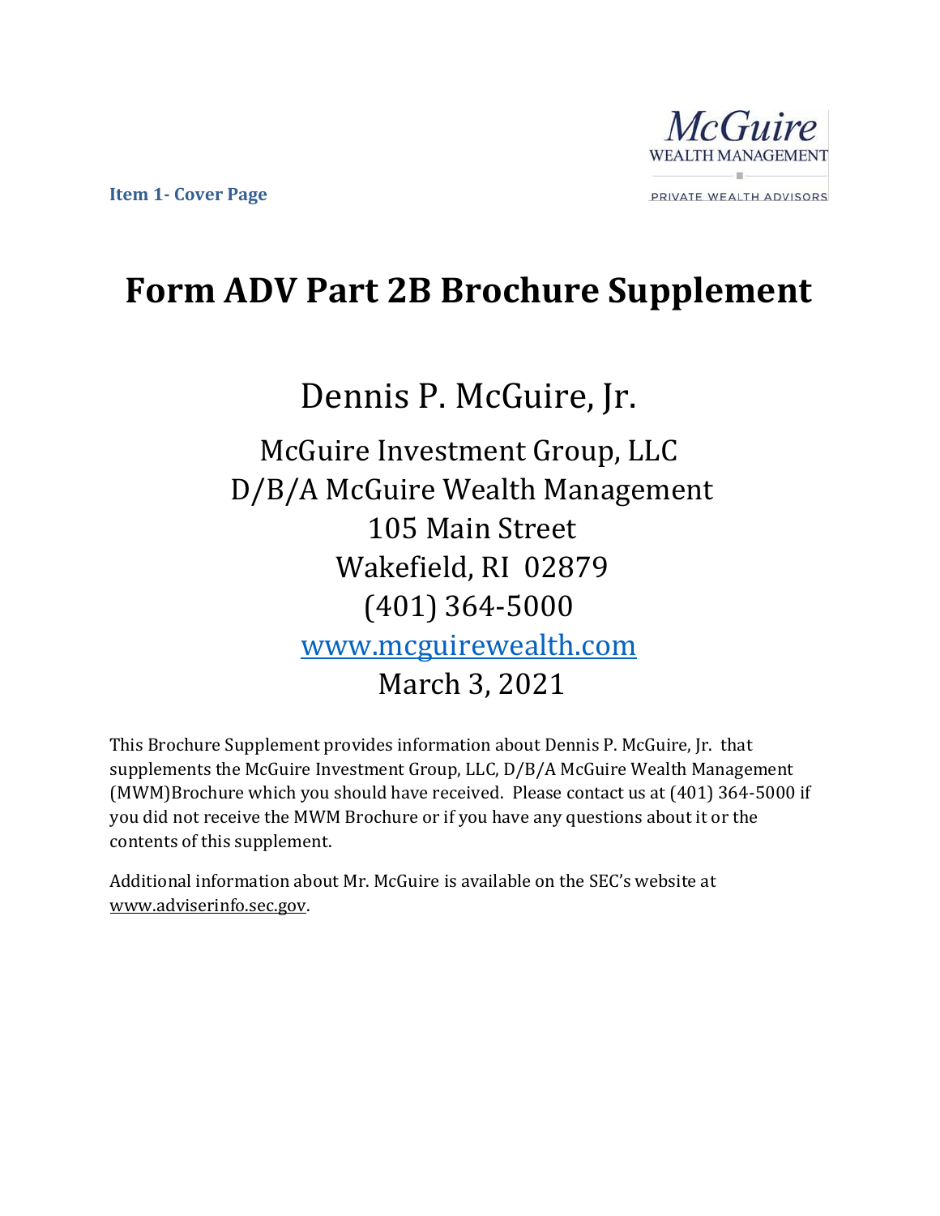**Item 1- Cover Page**

# Form ADV Part 2B Brochure Supplement

Dennis P. McGuire, Jr.

McGuire Investment Group, LLC
D/B/A McGuire Wealth Management
105 Main Street
Wakefield, RI 02879
(401) 364-5000
www.mcguirewealth.com
March 3, 2021

This Brochure Supplement provides information about Dennis P. McGuire, Jr. that supplements the McGuire Investment Group, LLC, D/B/A McGuire Wealth Management (MWM)Brochure which you should have received. Please contact us at (401) 364-5000 if you did not receive the MWM Brochure or if you have any questions about it or the contents of this supplement.

Additional information about Mr. McGuire is available on the SEC's website at www.adviserinfo.sec.gov.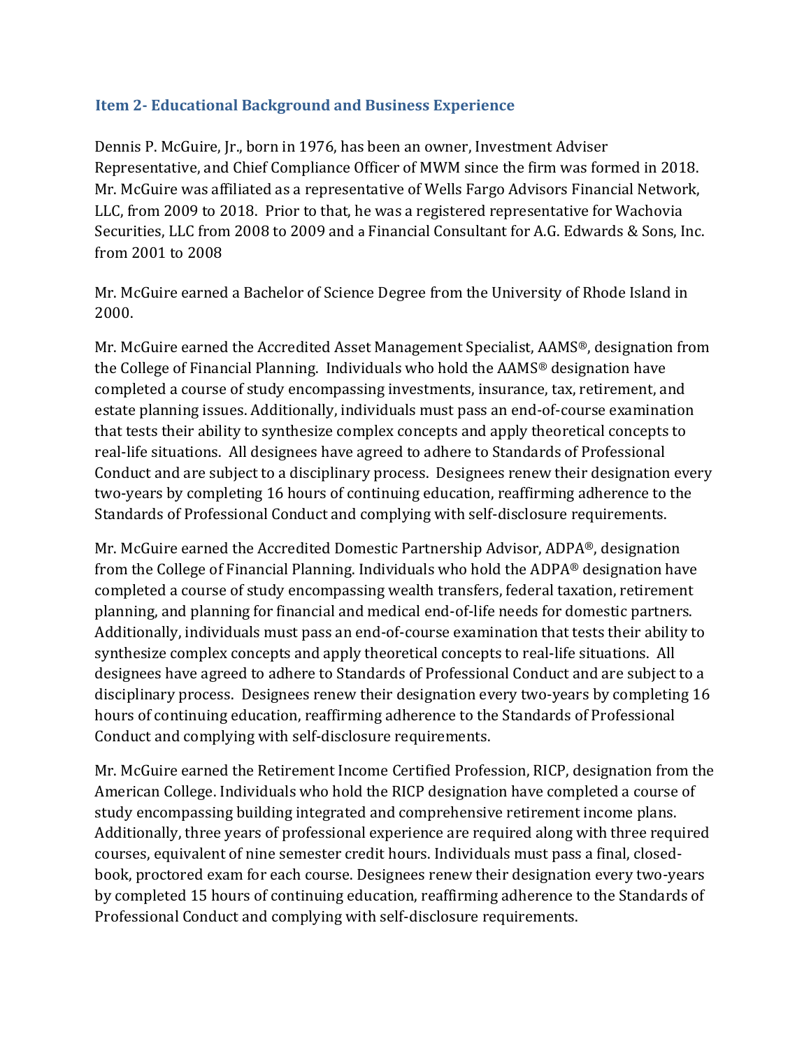## Item 2- Educational Background and Business Experience

Dennis P. McGuire, Jr., born in 1976, has been an owner, Investment Adviser Representative, and Chief Compliance Officer of MWM since the firm was formed in 2018. Mr. McGuire was affiliated as a representative of Wells Fargo Advisors Financial Network, LLC, from 2009 to 2018. Prior to that, he was a registered representative for Wachovia Securities, LLC from 2008 to 2009 and a Financial Consultant for A.G. Edwards & Sons, Inc. from 2001 to 2008

Mr. McGuire earned a Bachelor of Science Degree from the University of Rhode Island in 2000.

Mr. McGuire earned the Accredited Asset Management Specialist, AAMS®, designation from the College of Financial Planning. Individuals who hold the AAMS® designation have completed a course of study encompassing investments, insurance, tax, retirement, and estate planning issues. Additionally, individuals must pass an end-of-course examination that tests their ability to synthesize complex concepts and apply theoretical concepts to real-life situations. All designees have agreed to adhere to Standards of Professional Conduct and are subject to a disciplinary process. Designees renew their designation every two-years by completing 16 hours of continuing education, reaffirming adherence to the Standards of Professional Conduct and complying with self-disclosure requirements.

Mr. McGuire earned the Accredited Domestic Partnership Advisor, ADPA®, designation from the College of Financial Planning. Individuals who hold the ADPA® designation have completed a course of study encompassing wealth transfers, federal taxation, retirement planning, and planning for financial and medical end-of-life needs for domestic partners. Additionally, individuals must pass an end-of-course examination that tests their ability to synthesize complex concepts and apply theoretical concepts to real-life situations. All designees have agreed to adhere to Standards of Professional Conduct and are subject to a disciplinary process. Designees renew their designation every two-years by completing 16 hours of continuing education, reaffirming adherence to the Standards of Professional Conduct and complying with self-disclosure requirements.

Mr. McGuire earned the Retirement Income Certified Profession, RICP, designation from the American College. Individuals who hold the RICP designation have completed a course of study encompassing building integrated and comprehensive retirement income plans. Additionally, three years of professional experience are required along with three required courses, equivalent of nine semester credit hours. Individuals must pass a final, closed-book, proctored exam for each course. Designees renew their designation every two-years by completed 15 hours of continuing education, reaffirming adherence to the Standards of Professional Conduct and complying with self-disclosure requirements.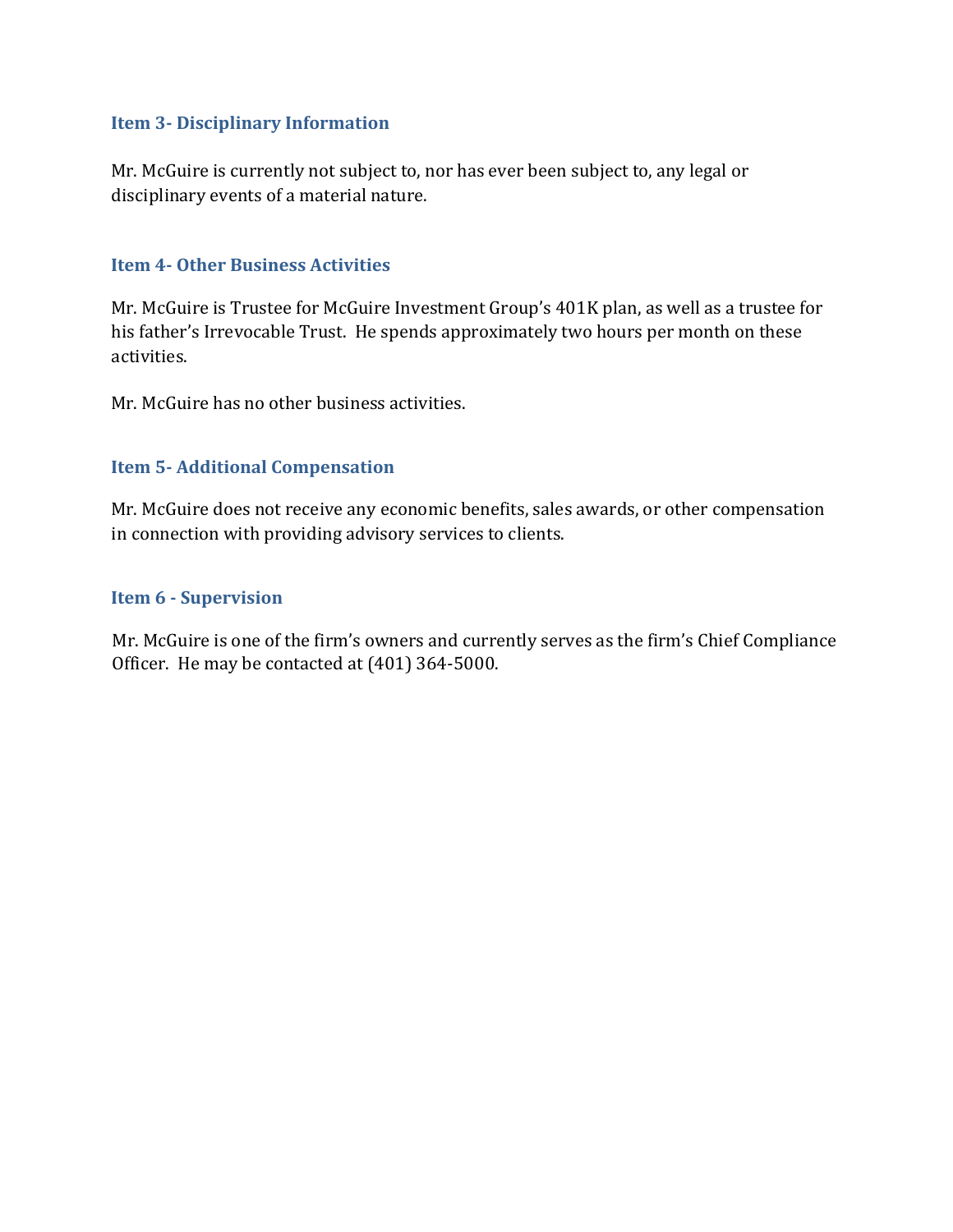## Item 3- Disciplinary Information

Mr. McGuire is currently not subject to, nor has ever been subject to, any legal or disciplinary events of a material nature.

## Item 4- Other Business Activities

Mr. McGuire is Trustee for McGuire Investment Group's 401K plan, as well as a trustee for his father's Irrevocable Trust. He spends approximately two hours per month on these activities.

Mr. McGuire has no other business activities.

## Item 5- Additional Compensation

Mr. McGuire does not receive any economic benefits, sales awards, or other compensation in connection with providing advisory services to clients.

## Item 6 - Supervision

Mr. McGuire is one of the firm's owners and currently serves as the firm's Chief Compliance Officer. He may be contacted at (401) 364-5000.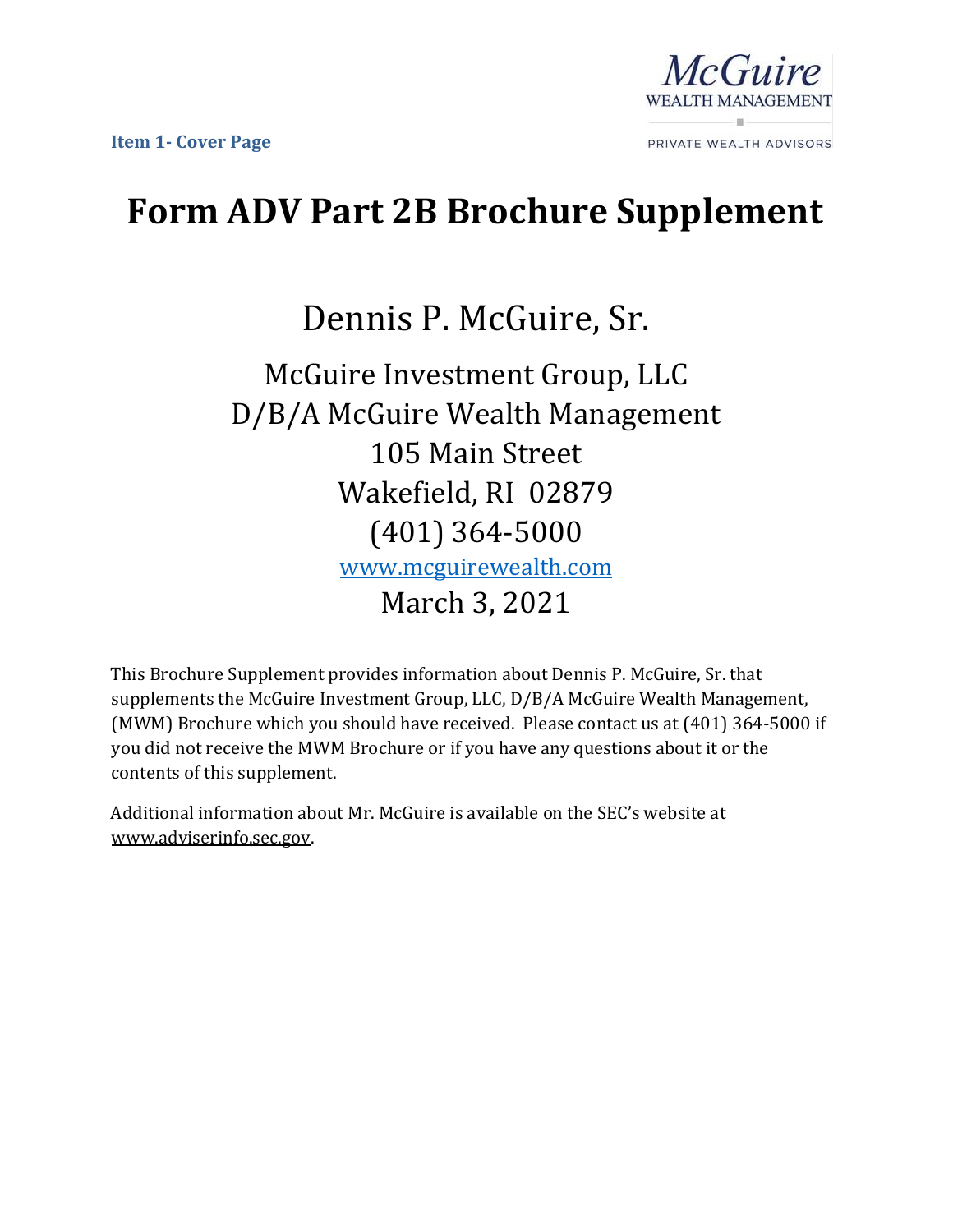McGuire WEALTH MANAGEMENT

PRIVATE WEALTH ADVISORS

**Item 1- Cover Page**

# Form ADV Part 2B Brochure Supplement

## Dennis P. McGuire, Sr.

McGuire Investment Group, LLC
D/B/A McGuire Wealth Management
105 Main Street
Wakefield, RI 02879
(401) 364-5000
www.mcguirewealth.com
March 3, 2021

This Brochure Supplement provides information about Dennis P. McGuire, Sr. that supplements the McGuire Investment Group, LLC, D/B/A McGuire Wealth Management, (MWM) Brochure which you should have received. Please contact us at (401) 364-5000 if you did not receive the MWM Brochure or if you have any questions about it or the contents of this supplement.

Additional information about Mr. McGuire is available on the SEC's website at www.adviserinfo.sec.gov.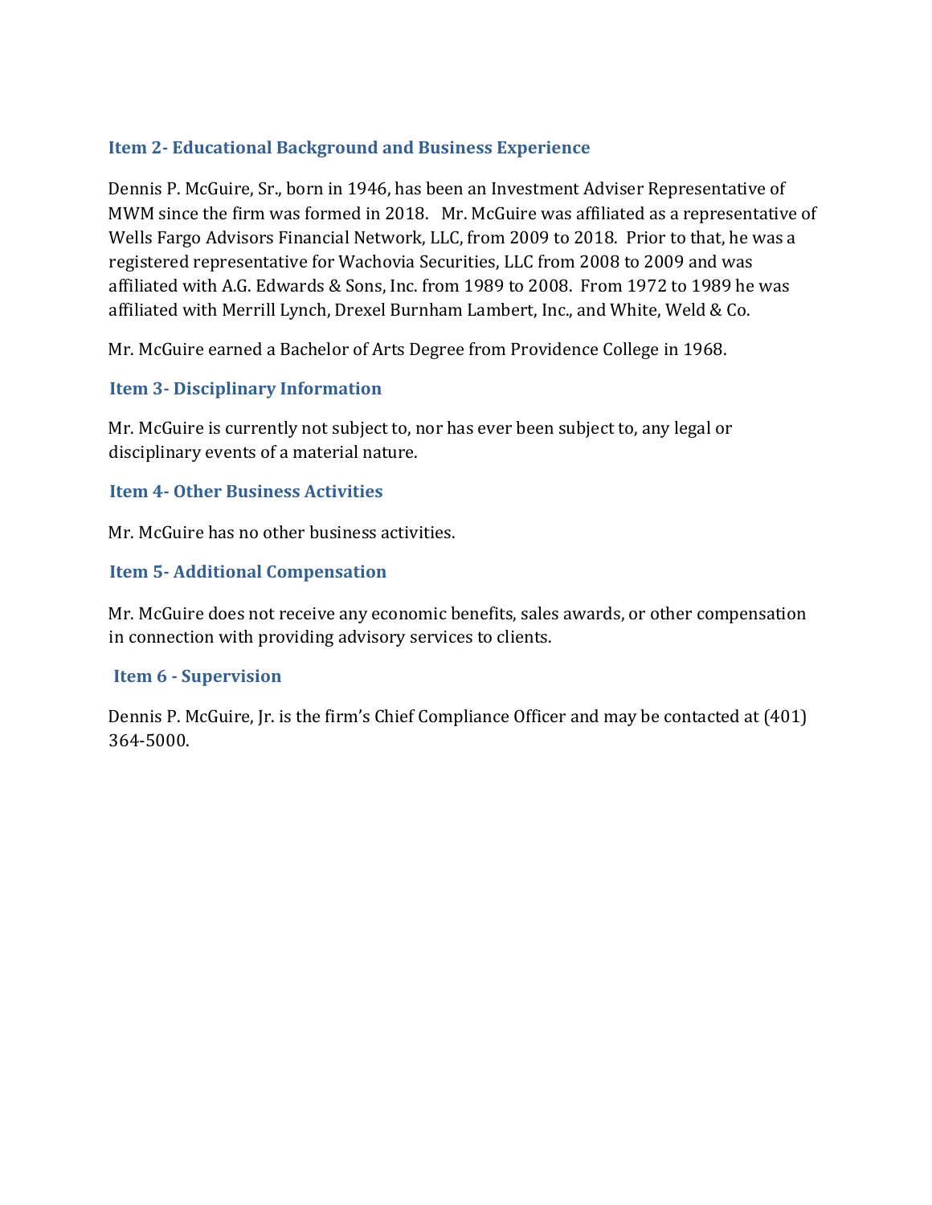## Item 2- Educational Background and Business Experience

Dennis P. McGuire, Sr., born in 1946, has been an Investment Adviser Representative of MWM since the firm was formed in 2018. Mr. McGuire was affiliated as a representative of Wells Fargo Advisors Financial Network, LLC, from 2009 to 2018. Prior to that, he was a registered representative for Wachovia Securities, LLC from 2008 to 2009 and was affiliated with A.G. Edwards & Sons, Inc. from 1989 to 2008. From 1972 to 1989 he was affiliated with Merrill Lynch, Drexel Burnham Lambert, Inc., and White, Weld & Co.

Mr. McGuire earned a Bachelor of Arts Degree from Providence College in 1968.

## Item 3- Disciplinary Information

Mr. McGuire is currently not subject to, nor has ever been subject to, any legal or disciplinary events of a material nature.

## Item 4- Other Business Activities

Mr. McGuire has no other business activities.

## Item 5- Additional Compensation

Mr. McGuire does not receive any economic benefits, sales awards, or other compensation in connection with providing advisory services to clients.

## Item 6 - Supervision

Dennis P. McGuire, Jr. is the firm's Chief Compliance Officer and may be contacted at (401) 364-5000.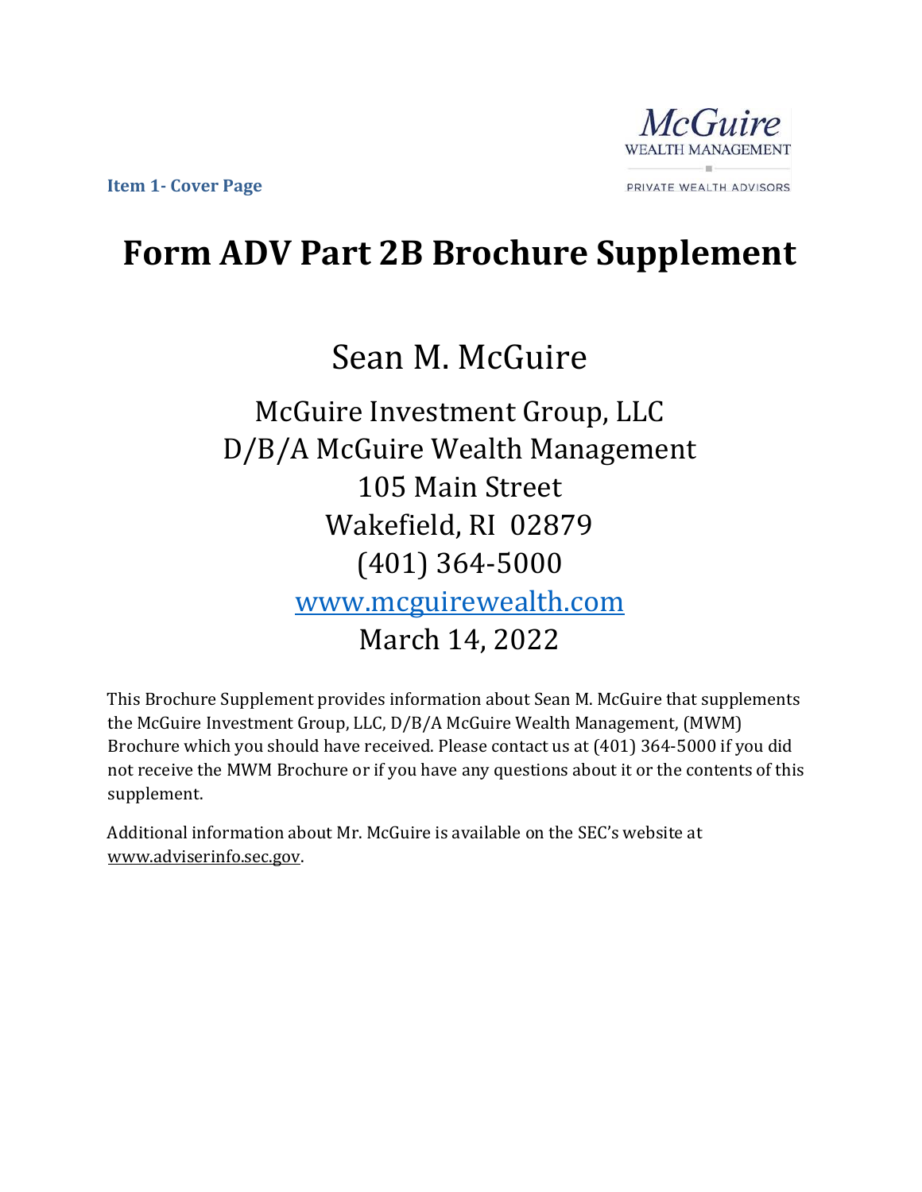Item 1- Cover Page

McGuire
WEALTH MANAGEMENT
PRIVATE WEALTH ADVISORS

# Form ADV Part 2B Brochure Supplement

## Sean M. McGuire

McGuire Investment Group, LLC
D/B/A McGuire Wealth Management
105 Main Street
Wakefield, RI 02879
(401) 364-5000
www.mcguirewealth.com
March 14, 2022

This Brochure Supplement provides information about Sean M. McGuire that supplements the McGuire Investment Group, LLC, D/B/A McGuire Wealth Management, (MWM) Brochure which you should have received. Please contact us at (401) 364-5000 if you did not receive the MWM Brochure or if you have any questions about it or the contents of this supplement.

Additional information about Mr. McGuire is available on the SEC's website at www.adviserinfo.sec.gov.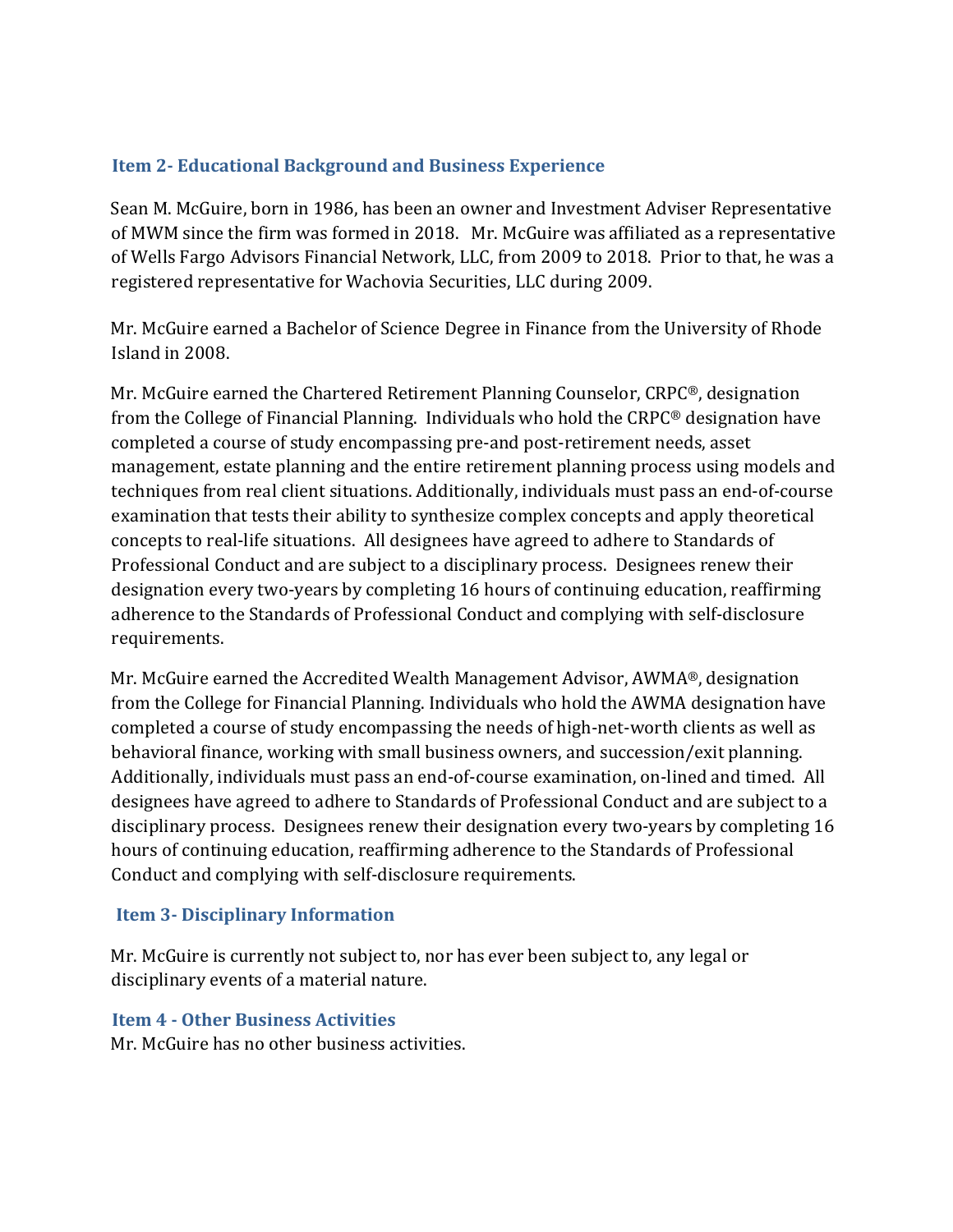## Item 2- Educational Background and Business Experience

Sean M. McGuire, born in 1986, has been an owner and Investment Adviser Representative of MWM since the firm was formed in 2018. Mr. McGuire was affiliated as a representative of Wells Fargo Advisors Financial Network, LLC, from 2009 to 2018. Prior to that, he was a registered representative for Wachovia Securities, LLC during 2009.

Mr. McGuire earned a Bachelor of Science Degree in Finance from the University of Rhode Island in 2008.

Mr. McGuire earned the Chartered Retirement Planning Counselor, CRPC®, designation from the College of Financial Planning. Individuals who hold the CRPC® designation have completed a course of study encompassing pre-and post-retirement needs, asset management, estate planning and the entire retirement planning process using models and techniques from real client situations. Additionally, individuals must pass an end-of-course examination that tests their ability to synthesize complex concepts and apply theoretical concepts to real-life situations. All designees have agreed to adhere to Standards of Professional Conduct and are subject to a disciplinary process. Designees renew their designation every two-years by completing 16 hours of continuing education, reaffirming adherence to the Standards of Professional Conduct and complying with self-disclosure requirements.

Mr. McGuire earned the Accredited Wealth Management Advisor, AWMA®, designation from the College for Financial Planning. Individuals who hold the AWMA designation have completed a course of study encompassing the needs of high-net-worth clients as well as behavioral finance, working with small business owners, and succession/exit planning. Additionally, individuals must pass an end-of-course examination, on-lined and timed. All designees have agreed to adhere to Standards of Professional Conduct and are subject to a disciplinary process. Designees renew their designation every two-years by completing 16 hours of continuing education, reaffirming adherence to the Standards of Professional Conduct and complying with self-disclosure requirements.

## Item 3- Disciplinary Information

Mr. McGuire is currently not subject to, nor has ever been subject to, any legal or disciplinary events of a material nature.

## Item 4 - Other Business Activities

Mr. McGuire has no other business activities.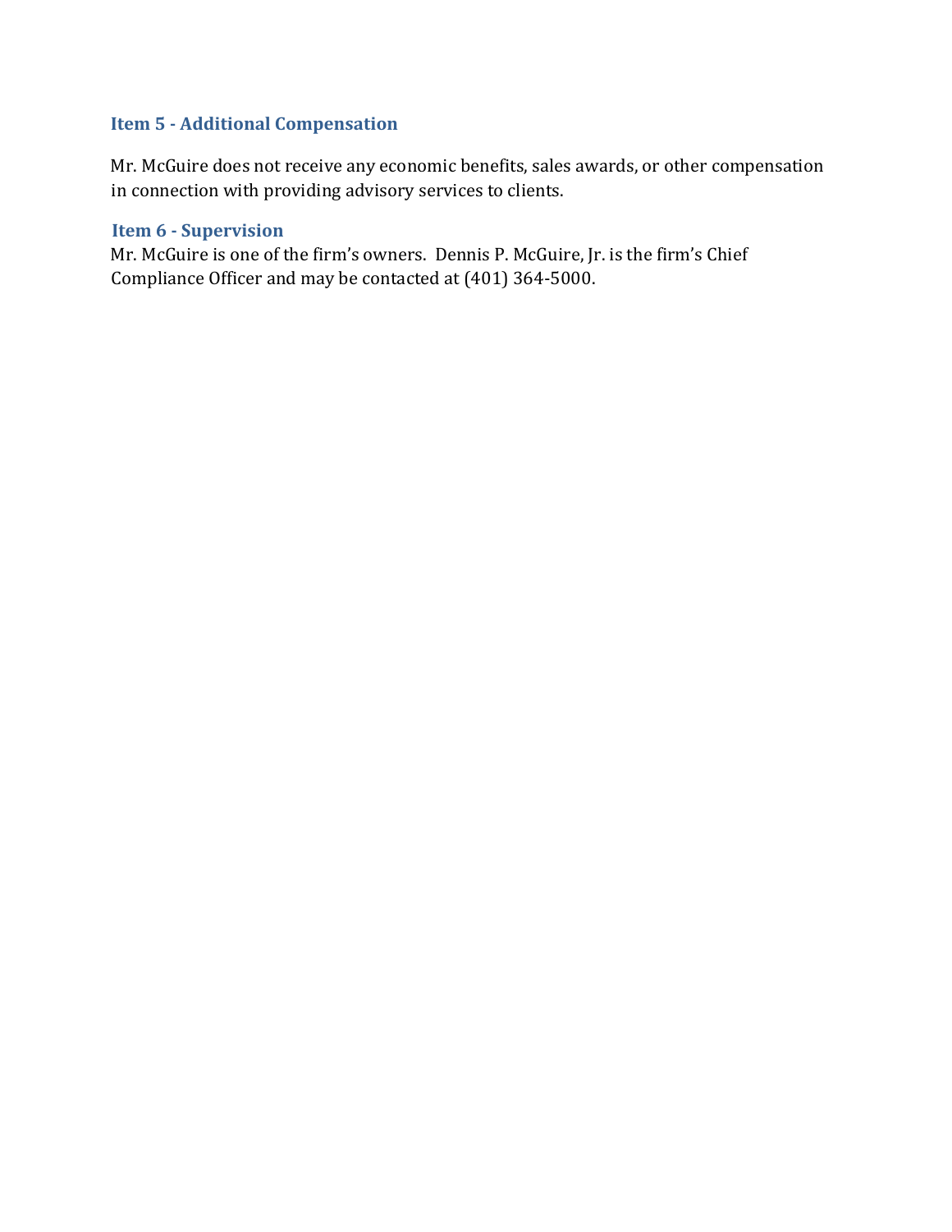### Item 5 - Additional Compensation

Mr. McGuire does not receive any economic benefits, sales awards, or other compensation in connection with providing advisory services to clients.

### Item 6 - Supervision

Mr. McGuire is one of the firm's owners. Dennis P. McGuire, Jr. is the firm's Chief Compliance Officer and may be contacted at (401) 364-5000.